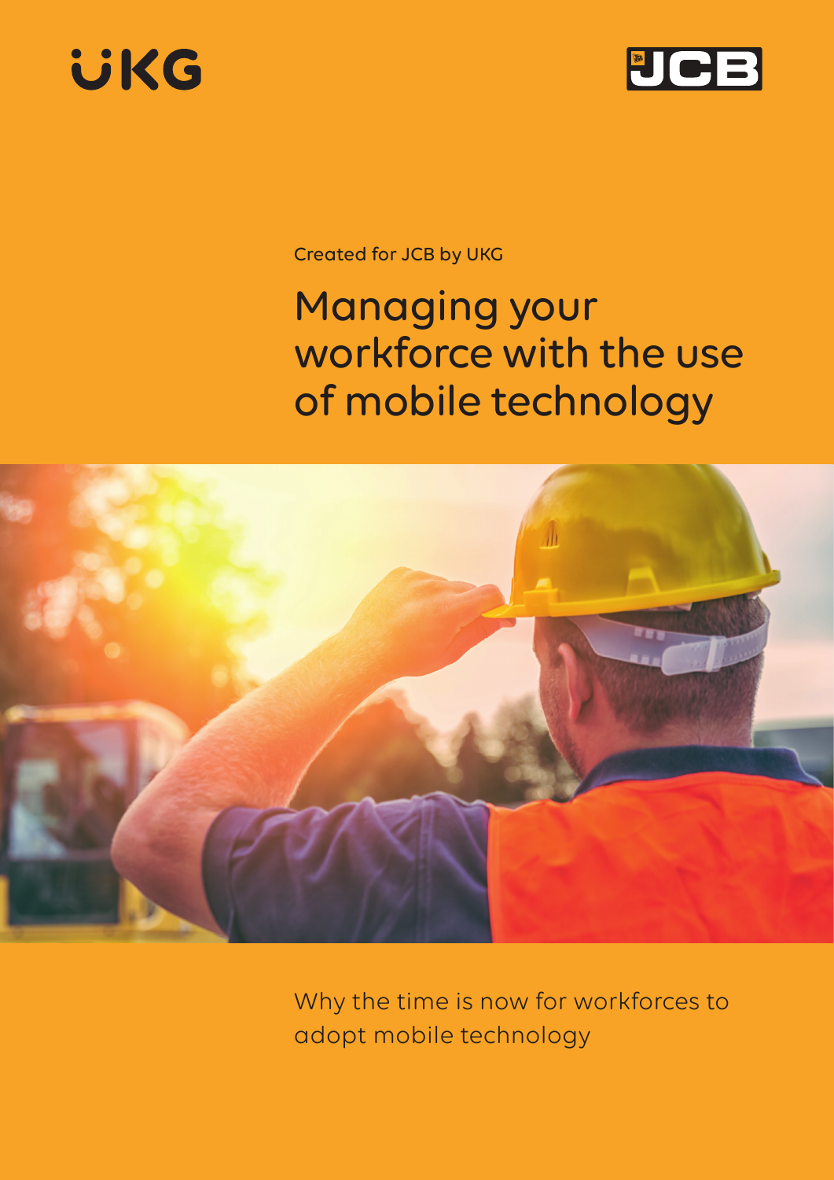UKG

JCB

Created for JCB by UKG

# Managing your workforce with the use of mobile technology

Why the time is now for workforces to adopt mobile technology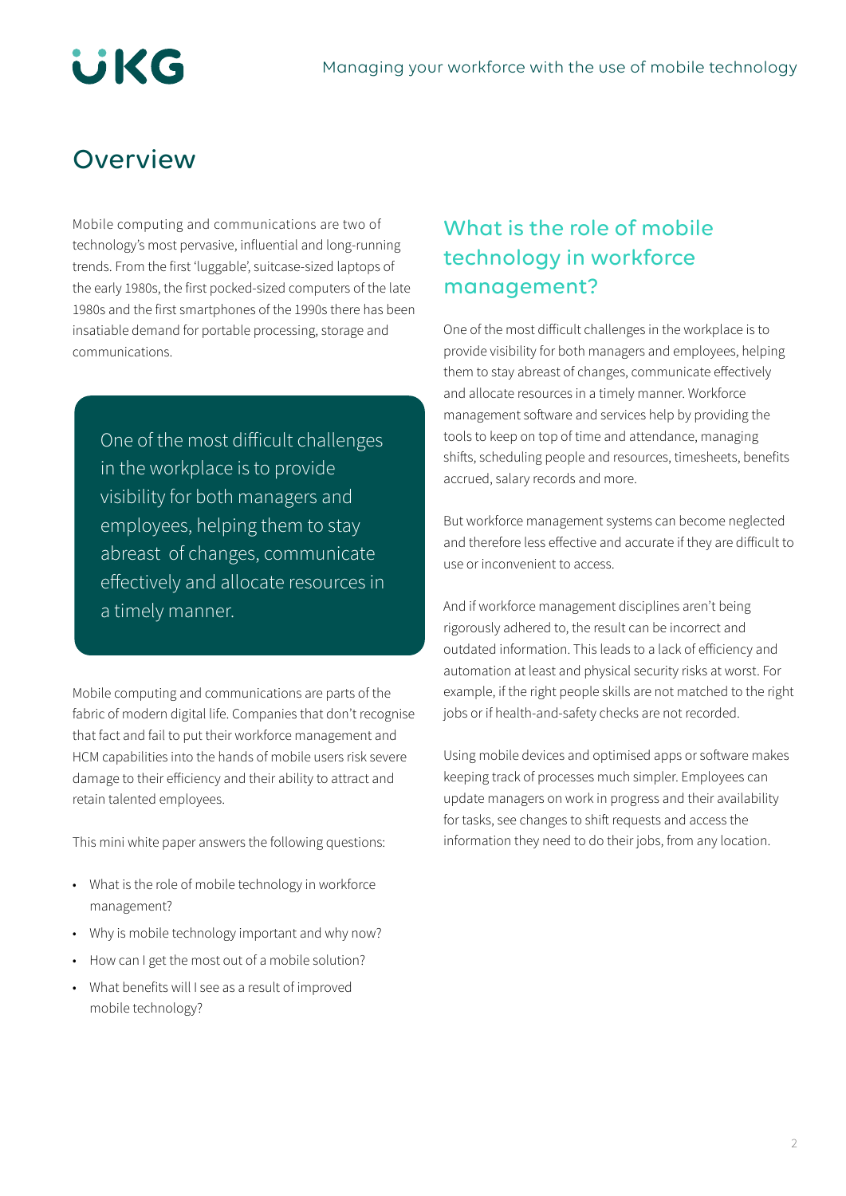# Overview

Mobile computing and communications are two of technology's most pervasive, influential and long-running trends. From the first 'luggable', suitcase-sized laptops of the early 1980s, the first pocked-sized computers of the late 1980s and the first smartphones of the 1990s there has been insatiable demand for portable processing, storage and communications.

> One of the most difficult challenges in the workplace is to provide visibility for both managers and employees, helping them to stay abreast of changes, communicate effectively and allocate resources in a timely manner.

Mobile computing and communications are parts of the fabric of modern digital life. Companies that don't recognise that fact and fail to put their workforce management and HCM capabilities into the hands of mobile users risk severe damage to their efficiency and their ability to attract and retain talented employees.

This mini white paper answers the following questions:

- What is the role of mobile technology in workforce management?
- Why is mobile technology important and why now?
- How can I get the most out of a mobile solution?
- What benefits will I see as a result of improved mobile technology?

## What is the role of mobile technology in workforce management?

One of the most difficult challenges in the workplace is to provide visibility for both managers and employees, helping them to stay abreast of changes, communicate effectively and allocate resources in a timely manner. Workforce management software and services help by providing the tools to keep on top of time and attendance, managing shifts, scheduling people and resources, timesheets, benefits accrued, salary records and more.

But workforce management systems can become neglected and therefore less effective and accurate if they are difficult to use or inconvenient to access.

And if workforce management disciplines aren't being rigorously adhered to, the result can be incorrect and outdated information. This leads to a lack of efficiency and automation at least and physical security risks at worst. For example, if the right people skills are not matched to the right jobs or if health-and-safety checks are not recorded.

Using mobile devices and optimised apps or software makes keeping track of processes much simpler. Employees can update managers on work in progress and their availability for tasks, see changes to shift requests and access the information they need to do their jobs, from any location.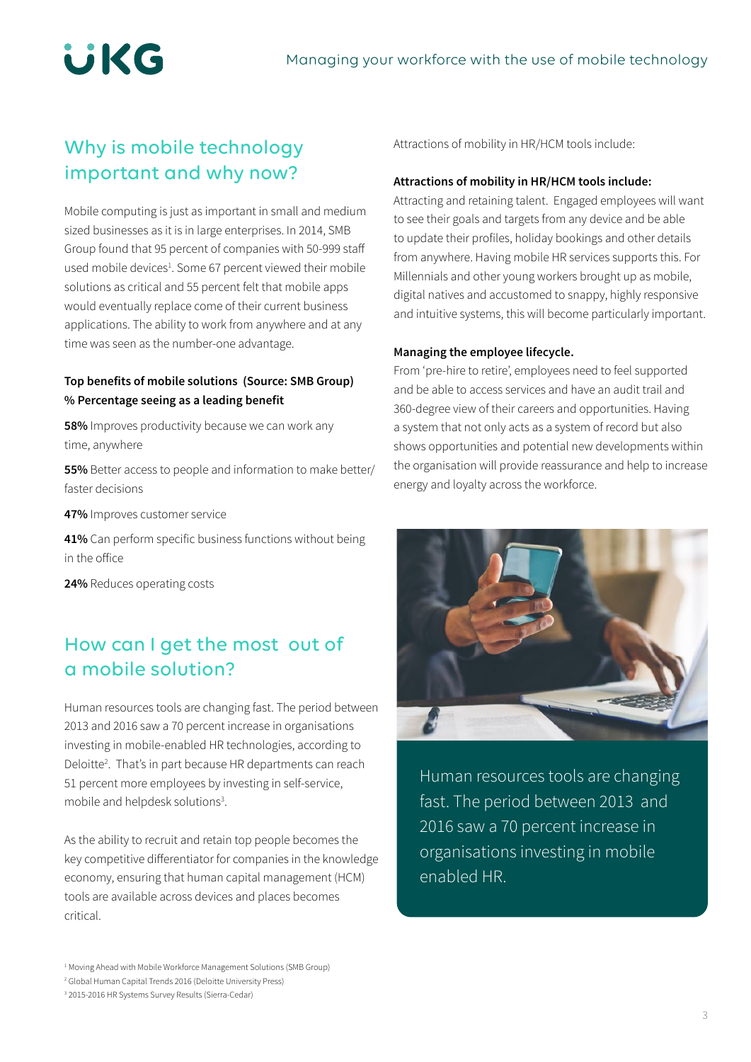## Why is mobile technology important and why now?

Mobile computing is just as important in small and medium sized businesses as it is in large enterprises. In 2014, SMB Group found that 95 percent of companies with 50-999 staff used mobile devices[1]. Some 67 percent viewed their mobile solutions as critical and 55 percent felt that mobile apps would eventually replace come of their current business applications. The ability to work from anywhere and at any time was seen as the number-one advantage.

**Top benefits of mobile solutions (Source: SMB Group)**
**% Percentage seeing as a leading benefit**

**58%** Improves productivity because we can work any time, anywhere

**55%** Better access to people and information to make better/ faster decisions

**47%** Improves customer service

**41%** Can perform specific business functions without being in the office

**24%** Reduces operating costs

## How can I get the most out of a mobile solution?

Human resources tools are changing fast. The period between 2013 and 2016 saw a 70 percent increase in organisations investing in mobile-enabled HR technologies, according to Deloitte[2]. That's in part because HR departments can reach 51 percent more employees by investing in self-service, mobile and helpdesk solutions[3].

As the ability to recruit and retain top people becomes the key competitive differentiator for companies in the knowledge economy, ensuring that human capital management (HCM) tools are available across devices and places becomes critical.

Attractions of mobility in HR/HCM tools include:

**Attractions of mobility in HR/HCM tools include:**
Attracting and retaining talent. Engaged employees will want to see their goals and targets from any device and be able to update their profiles, holiday bookings and other details from anywhere. Having mobile HR services supports this. For Millennials and other young workers brought up as mobile, digital natives and accustomed to snappy, highly responsive and intuitive systems, this will become particularly important.

**Managing the employee lifecycle.**
From 'pre-hire to retire', employees need to feel supported and be able to access services and have an audit trail and 360-degree view of their careers and opportunities. Having a system that not only acts as a system of record but also shows opportunities and potential new developments within the organisation will provide reassurance and help to increase energy and loyalty across the workforce.

Human resources tools are changing fast. The period between 2013 and 2016 saw a 70 percent increase in organisations investing in mobile enabled HR.

[1] Moving Ahead with Mobile Workforce Management Solutions (SMB Group)
[2] Global Human Capital Trends 2016 (Deloitte University Press)
[3] 2015-2016 HR Systems Survey Results (Sierra-Cedar)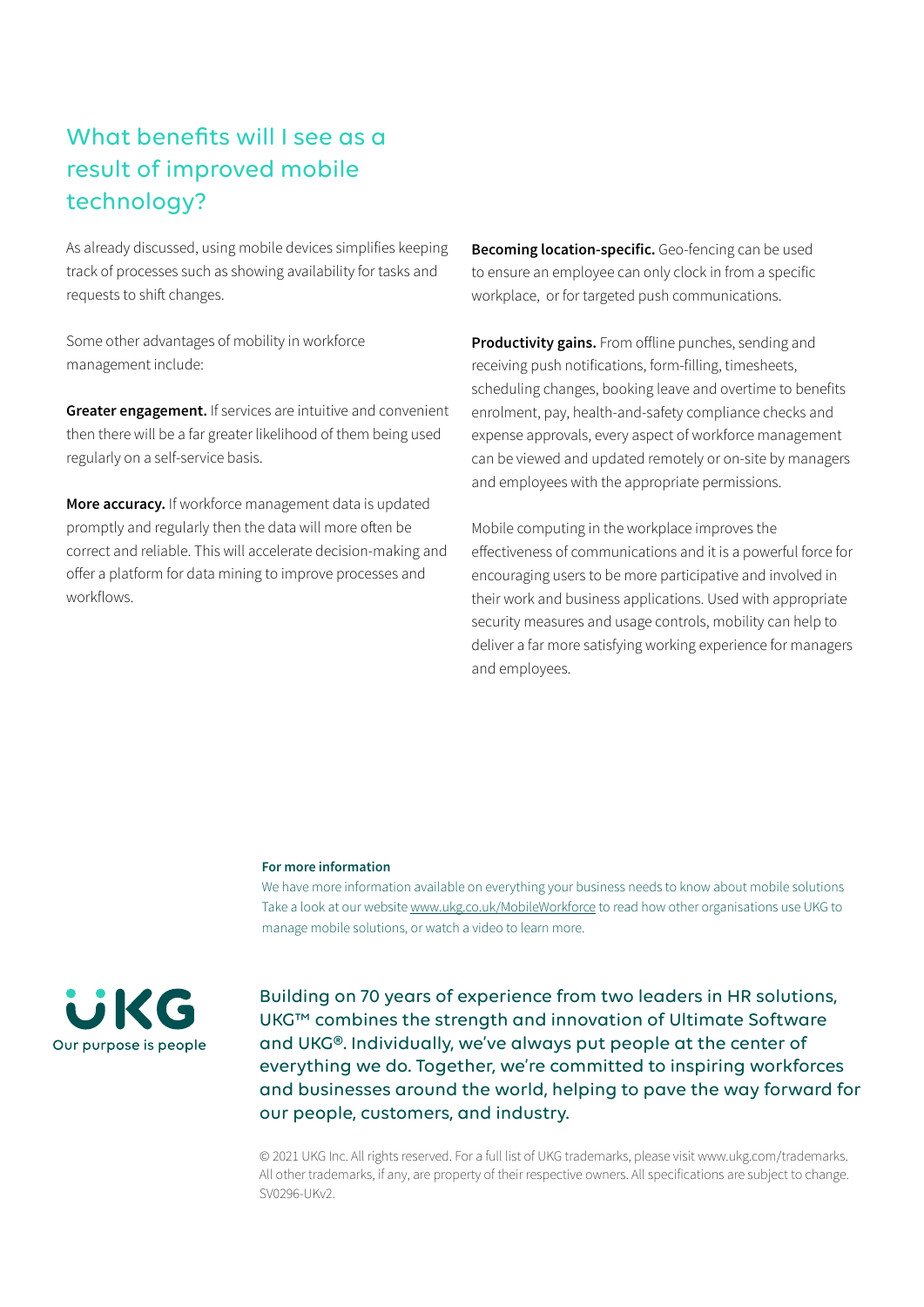## What benefits will I see as a result of improved mobile technology?

As already discussed, using mobile devices simplifies keeping track of processes such as showing availability for tasks and requests to shift changes.

Some other advantages of mobility in workforce management include:

**Greater engagement.** If services are intuitive and convenient then there will be a far greater likelihood of them being used regularly on a self-service basis.

**More accuracy.** If workforce management data is updated promptly and regularly then the data will more often be correct and reliable. This will accelerate decision-making and offer a platform for data mining to improve processes and workflows.

**Becoming location-specific.** Geo-fencing can be used to ensure an employee can only clock in from a specific workplace, or for targeted push communications.

**Productivity gains.** From offline punches, sending and receiving push notifications, form-filling, timesheets, scheduling changes, booking leave and overtime to benefits enrolment, pay, health-and-safety compliance checks and expense approvals, every aspect of workforce management can be viewed and updated remotely or on-site by managers and employees with the appropriate permissions.

Mobile computing in the workplace improves the effectiveness of communications and it is a powerful force for encouraging users to be more participative and involved in their work and business applications. Used with appropriate security measures and usage controls, mobility can help to deliver a far more satisfying working experience for managers and employees.

**For more information**

We have more information available on everything your business needs to know about mobile solutions Take a look at our website www.ukg.co.uk/MobileWorkforce to read how other organisations use UKG to manage mobile solutions, or watch a video to learn more.

UKG

Our purpose is people

Building on 70 years of experience from two leaders in HR solutions, UKG™ combines the strength and innovation of Ultimate Software and UKG®. Individually, we've always put people at the center of everything we do. Together, we're committed to inspiring workforces and businesses around the world, helping to pave the way forward for our people, customers, and industry.

© 2021 UKG Inc. All rights reserved. For a full list of UKG trademarks, please visit www.ukg.com/trademarks. All other trademarks, if any, are property of their respective owners. All specifications are subject to change. SV0296-UKv2.